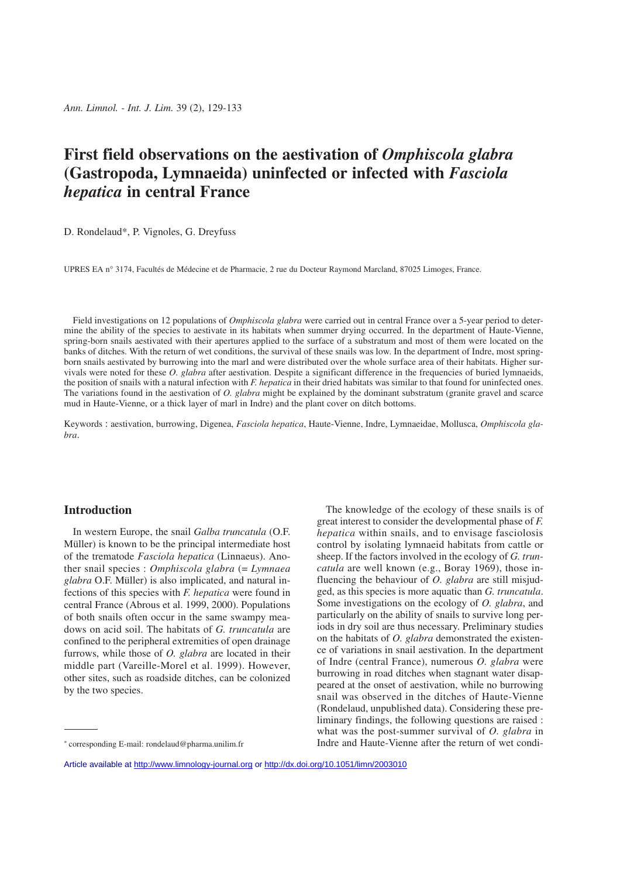# First field observations on the aestivation of *Omphiscola glabra* (Gastropoda, Lymnaeida) uninfected or infected with *Fasciola hepatica* in central France

D. Rondelaud*, P. Vignoles, G. Dreyfuss

UPRES EA n° 3174, Facultés de Médecine et de Pharmacie, 2 rue du Docteur Raymond Marcland, 87025 Limoges, France.

Field investigations on 12 populations of *Omphiscola glabra* were carried out in central France over a 5-year period to determine the ability of the species to aestivate in its habitats when summer drying occurred. In the department of Haute-Vienne, spring-born snails aestivated with their apertures applied to the surface of a substratum and most of them were located on the banks of ditches. With the return of wet conditions, the survival of these snails was low. In the department of Indre, most spring-born snails aestivated by burrowing into the marl and were distributed over the whole surface area of their habitats. Higher survivals were noted for these *O. glabra* after aestivation. Despite a significant difference in the frequencies of buried lymnaeids, the position of snails with a natural infection with *F. hepatica* in their dried habitats was similar to that found for uninfected ones. The variations found in the aestivation of *O. glabra* might be explained by the dominant substratum (granite gravel and scarce mud in Haute-Vienne, or a thick layer of marl in Indre) and the plant cover on ditch bottoms.

Keywords : aestivation, burrowing, Digenea, *Fasciola hepatica*, Haute-Vienne, Indre, Lymnaeidae, Mollusca, *Omphiscola glabra*.

## Introduction

In western Europe, the snail *Galba truncatula* (O.F. Müller) is known to be the principal intermediate host of the trematode *Fasciola hepatica* (Linnaeus). Another snail species : *Omphiscola glabra* (= *Lymnaea glabra* O.F. Müller) is also implicated, and natural infections of this species with *F. hepatica* were found in central France (Abrous et al. 1999, 2000). Populations of both snails often occur in the same swampy meadows on acid soil. The habitats of *G. truncatula* are confined to the peripheral extremities of open drainage furrows, while those of *O. glabra* are located in their middle part (Vareille-Morel et al. 1999). However, other sites, such as roadside ditches, can be colonized by the two species.

The knowledge of the ecology of these snails is of great interest to consider the developmental phase of *F. hepatica* within snails, and to envisage fasciolosis control by isolating lymnaeid habitats from cattle or sheep. If the factors involved in the ecology of *G. truncatula* are well known (e.g., Boray 1969), those influencing the behaviour of *O. glabra* are still misjudged, as this species is more aquatic than *G. truncatula*. Some investigations on the ecology of *O. glabra*, and particularly on the ability of snails to survive long periods in dry soil are thus necessary. Preliminary studies on the habitats of *O. glabra* demonstrated the existence of variations in snail aestivation. In the department of Indre (central France), numerous *O. glabra* were burrowing in road ditches when stagnant water disappeared at the onset of aestivation, while no burrowing snail was observed in the ditches of Haute-Vienne (Rondelaud, unpublished data). Considering these preliminary findings, the following questions are raised : what was the post-summer survival of *O. glabra* in Indre and Haute-Vienne after the return of wet condi-

* corresponding E-mail: rondelaud@pharma.unilim.fr

Article available at http://www.limnology-journal.org or http://dx.doi.org/10.1051/limn/2003010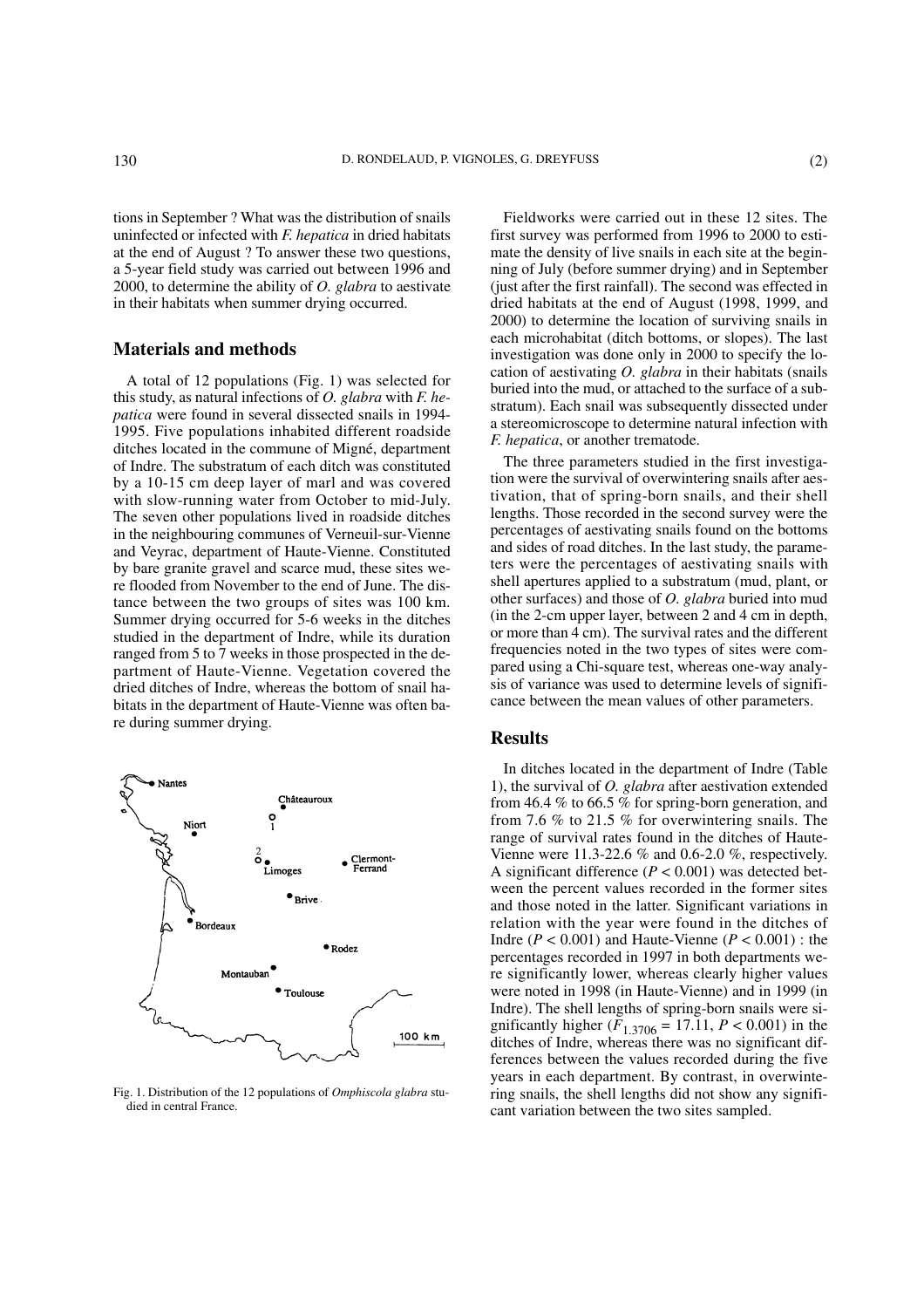tions in September ? What was the distribution of snails uninfected or infected with *F. hepatica* in dried habitats at the end of August ? To answer these two questions, a 5-year field study was carried out between 1996 and 2000, to determine the ability of *O. glabra* to aestivate in their habitats when summer drying occurred.

## Materials and methods

A total of 12 populations (Fig. 1) was selected for this study, as natural infections of *O. glabra* with *F. hepatica* were found in several dissected snails in 1994-1995. Five populations inhabited different roadside ditches located in the commune of Migné, department of Indre. The substratum of each ditch was constituted by a 10-15 cm deep layer of marl and was covered with slow-running water from October to mid-July. The seven other populations lived in roadside ditches in the neighbouring communes of Verneuil-sur-Vienne and Veyrac, department of Haute-Vienne. Constituted by bare granite gravel and scarce mud, these sites were flooded from November to the end of June. The distance between the two groups of sites was 100 km. Summer drying occurred for 5-6 weeks in the ditches studied in the department of Indre, while its duration ranged from 5 to 7 weeks in those prospected in the department of Haute-Vienne. Vegetation covered the dried ditches of Indre, whereas the bottom of snail habitats in the department of Haute-Vienne was often bare during summer drying.

Fig. 1. Distribution of the 12 populations of *Omphiscola glabra* studied in central France.

Fieldworks were carried out in these 12 sites. The first survey was performed from 1996 to 2000 to estimate the density of live snails in each site at the beginning of July (before summer drying) and in September (just after the first rainfall). The second was effected in dried habitats at the end of August (1998, 1999, and 2000) to determine the location of surviving snails in each microhabitat (ditch bottoms, or slopes). The last investigation was done only in 2000 to specify the location of aestivating *O. glabra* in their habitats (snails buried into the mud, or attached to the surface of a substratum). Each snail was subsequently dissected under a stereomicroscope to determine natural infection with *F. hepatica*, or another trematode.

The three parameters studied in the first investigation were the survival of overwintering snails after aestivation, that of spring-born snails, and their shell lengths. Those recorded in the second survey were the percentages of aestivating snails found on the bottoms and sides of road ditches. In the last study, the parameters were the percentages of aestivating snails with shell apertures applied to a substratum (mud, plant, or other surfaces) and those of *O. glabra* buried into mud (in the 2-cm upper layer, between 2 and 4 cm in depth, or more than 4 cm). The survival rates and the different frequencies noted in the two types of sites were compared using a Chi-square test, whereas one-way analysis of variance was used to determine levels of significance between the mean values of other parameters.

## Results

In ditches located in the department of Indre (Table 1), the survival of *O. glabra* after aestivation extended from 46.4 % to 66.5 % for spring-born generation, and from 7.6 % to 21.5 % for overwintering snails. The range of survival rates found in the ditches of Haute-Vienne were 11.3-22.6 % and 0.6-2.0 %, respectively. A significant difference ($P < 0.001$) was detected between the percent values recorded in the former sites and those noted in the latter. Significant variations in relation with the year were found in the ditches of Indre ($P < 0.001$) and Haute-Vienne ($P < 0.001$) : the percentages recorded in 1997 in both departments were significantly lower, whereas clearly higher values were noted in 1998 (in Haute-Vienne) and in 1999 (in Indre). The shell lengths of spring-born snails were significantly higher ($F_{1.3706} = 17.11$, $P < 0.001$) in the ditches of Indre, whereas there was no significant differences between the values recorded during the five years in each department. By contrast, in overwintering snails, the shell lengths did not show any significant variation between the two sites sampled.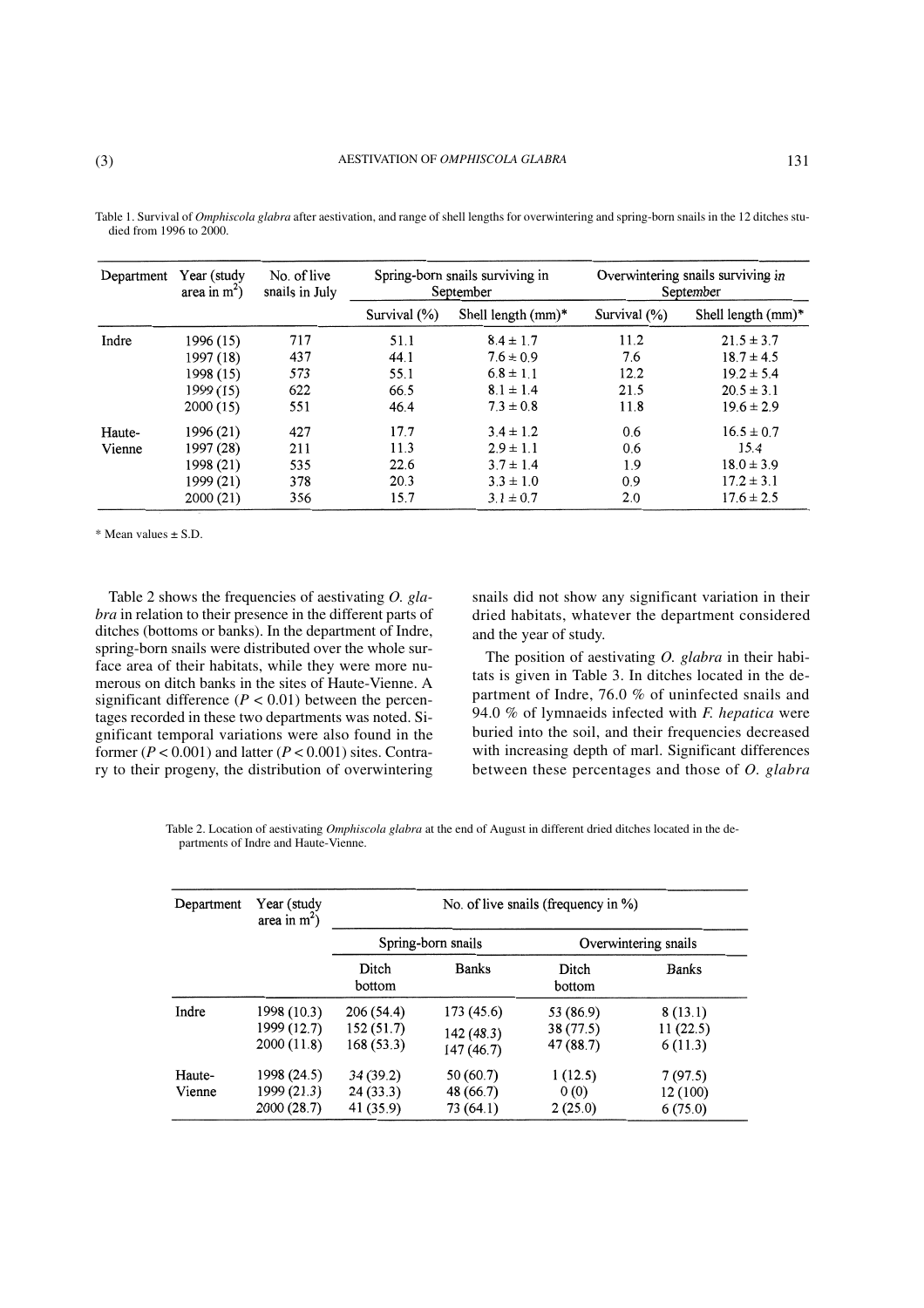Table 1. Survival of *Omphiscola glabra* after aestivation, and range of shell lengths for overwintering and spring-born snails in the 12 ditches studied from 1996 to 2000.

| Department | Year (study area in m$^2$) | No. of live snails in July | Spring-born snails surviving in September | | Overwintering snails surviving in September | |
|---|---|---|---|---|---|---|
| | | | Survival (%) | Shell length (mm)* | Survival (%) | Shell length (mm)* |
| Indre | 1996 (15) | 717 | 51.1 | 8.4 ± 1.7 | 11.2 | 21.5 ± 3.7 |
| | 1997 (18) | 437 | 44.1 | 7.6 ± 0.9 | 7.6 | 18.7 ± 4.5 |
| | 1998 (15) | 573 | 55.1 | 6.8 ± 1.1 | 12.2 | 19.2 ± 5.4 |
| | 1999 (15) | 622 | 66.5 | 8.1 ± 1.4 | 21.5 | 20.5 ± 3.1 |
| | 2000 (15) | 551 | 46.4 | 7.3 ± 0.8 | 11.8 | 19.6 ± 2.9 |
| Haute-Vienne | 1996 (21) | 427 | 17.7 | 3.4 ± 1.2 | 0.6 | 16.5 ± 0.7 |
| | 1997 (28) | 211 | 11.3 | 2.9 ± 1.1 | 0.6 | 15.4 |
| | 1998 (21) | 535 | 22.6 | 3.7 ± 1.4 | 1.9 | 18.0 ± 3.9 |
| | 1999 (21) | 378 | 20.3 | 3.3 ± 1.0 | 0.9 | 17.2 ± 3.1 |
| | 2000 (21) | 356 | 15.7 | 3.1 ± 0.7 | 2.0 | 17.6 ± 2.5 |

\* Mean values ± S.D.

Table 2 shows the frequencies of aestivating *O. glabra* in relation to their presence in the different parts of ditches (bottoms or banks). In the department of Indre, spring-born snails were distributed over the whole surface area of their habitats, while they were more numerous on ditch banks in the sites of Haute-Vienne. A significant difference ($P < 0.01$) between the percentages recorded in these two departments was noted. Significant temporal variations were also found in the former ($P < 0.001$) and latter ($P < 0.001$) sites. Contrary to their progeny, the distribution of overwintering snails did not show any significant variation in their dried habitats, whatever the department considered and the year of study.

The position of aestivating *O. glabra* in their habitats is given in Table 3. In ditches located in the department of Indre, 76.0 % of uninfected snails and 94.0 % of lymnaeids infected with *F. hepatica* were buried into the soil, and their frequencies decreased with increasing depth of marl. Significant differences between these percentages and those of *O. glabra*

Table 2. Location of aestivating *Omphiscola glabra* at the end of August in different dried ditches located in the departments of Indre and Haute-Vienne.

| Department | Year (study area in m$^2$) | No. of live snails (frequency in %) | | | |
|---|---|---|---|---|---|
| | | Spring-born snails | | Overwintering snails | |
| | | Ditch bottom | Banks | Ditch bottom | Banks |
| Indre | 1998 (10.3) | 206 (54.4) | 173 (45.6) | 53 (86.9) | 8 (13.1) |
| | 1999 (12.7) | 152 (51.7) | 142 (48.3) | 38 (77.5) | 11 (22.5) |
| | 2000 (11.8) | 168 (53.3) | 147 (46.7) | 47 (88.7) | 6 (11.3) |
| Haute-Vienne | 1998 (24.5) | 34 (39.2) | 50 (60.7) | 1 (12.5) | 7 (97.5) |
| | 1999 (21.3) | 24 (33.3) | 48 (66.7) | 0 (0) | 12 (100) |
| | 2000 (28.7) | 41 (35.9) | 73 (64.1) | 2 (25.0) | 6 (75.0) |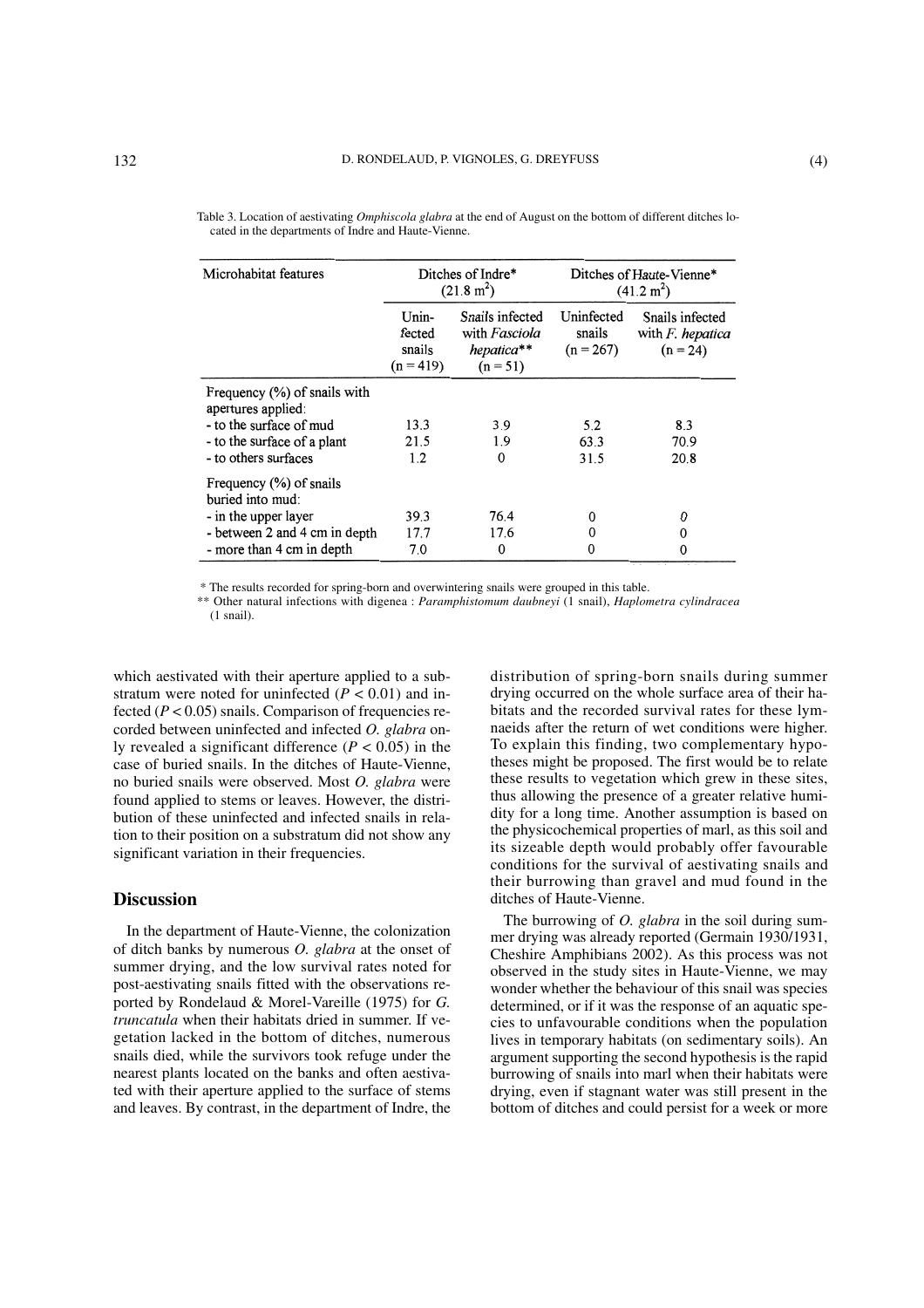Table 3. Location of aestivating *Omphiscola glabra* at the end of August on the bottom of different ditches located in the departments of Indre and Haute-Vienne.

| Microhabitat features | Ditches of Indre* ($21.8\ m^2$) | | Ditches of Haute-Vienne* ($41.2\ m^2$) | |
|---|---|---|---|---|
| | Uninfected snails (n = 419) | Snails infected with *Fasciola hepatica*** (n = 51) | Uninfected snails (n = 267) | Snails infected with *F. hepatica* (n = 24) |
| Frequency (%) of snails with apertures applied: | | | | |
| - to the surface of mud | 13.3 | 3.9 | 5.2 | 8.3 |
| - to the surface of a plant | 21.5 | 1.9 | 63.3 | 70.9 |
| - to others surfaces | 1.2 | 0 | 31.5 | 20.8 |
| Frequency (%) of snails buried into mud: | | | | |
| - in the upper layer | 39.3 | 76.4 | 0 | 0 |
| - between 2 and 4 cm in depth | 17.7 | 17.6 | 0 | 0 |
| - more than 4 cm in depth | 7.0 | 0 | 0 | 0 |

\* The results recorded for spring-born and overwintering snails were grouped in this table.

\*\* Other natural infections with digenea : *Paramphistomum daubneyi* (1 snail), *Haplometra cylindracea* (1 snail).

which aestivated with their aperture applied to a substratum were noted for uninfected ($P < 0.01$) and infected ($P < 0.05$) snails. Comparison of frequencies recorded between uninfected and infected *O. glabra* only revealed a significant difference ($P < 0.05$) in the case of buried snails. In the ditches of Haute-Vienne, no buried snails were observed. Most *O. glabra* were found applied to stems or leaves. However, the distribution of these uninfected and infected snails in relation to their position on a substratum did not show any significant variation in their frequencies.

## Discussion

In the department of Haute-Vienne, the colonization of ditch banks by numerous *O. glabra* at the onset of summer drying, and the low survival rates noted for post-aestivating snails fitted with the observations reported by Rondelaud & Morel-Vareille (1975) for *G. truncatula* when their habitats dried in summer. If vegetation lacked in the bottom of ditches, numerous snails died, while the survivors took refuge under the nearest plants located on the banks and often aestivated with their aperture applied to the surface of stems and leaves. By contrast, in the department of Indre, the distribution of spring-born snails during summer drying occurred on the whole surface area of their habitats and the recorded survival rates for these lymnaeids after the return of wet conditions were higher. To explain this finding, two complementary hypotheses might be proposed. The first would be to relate these results to vegetation which grew in these sites, thus allowing the presence of a greater relative humidity for a long time. Another assumption is based on the physicochemical properties of marl, as this soil and its sizeable depth would probably offer favourable conditions for the survival of aestivating snails and their burrowing than gravel and mud found in the ditches of Haute-Vienne.

The burrowing of *O. glabra* in the soil during summer drying was already reported (Germain 1930/1931, Cheshire Amphibians 2002). As this process was not observed in the study sites in Haute-Vienne, we may wonder whether the behaviour of this snail was species determined, or if it was the response of an aquatic species to unfavourable conditions when the population lives in temporary habitats (on sedimentary soils). An argument supporting the second hypothesis is the rapid burrowing of snails into marl when their habitats were drying, even if stagnant water was still present in the bottom of ditches and could persist for a week or more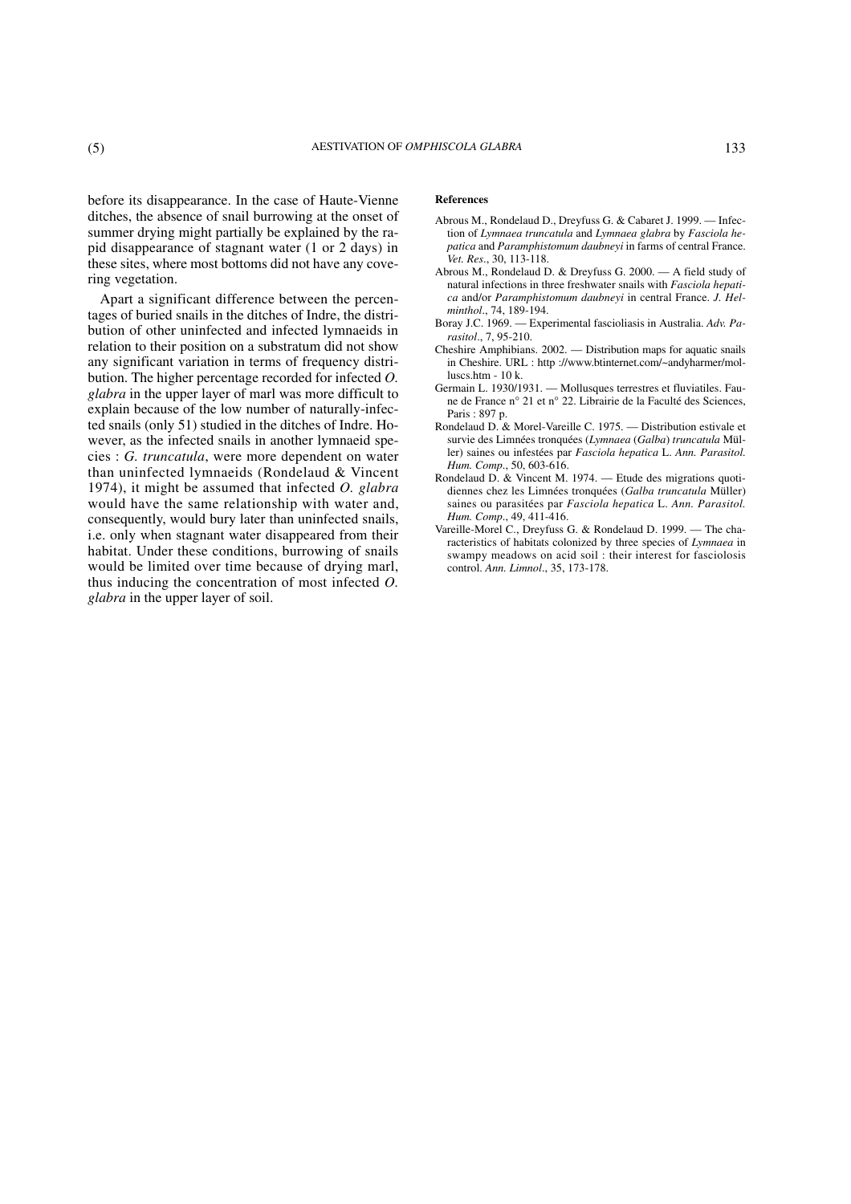before its disappearance. In the case of Haute-Vienne ditches, the absence of snail burrowing at the onset of summer drying might partially be explained by the rapid disappearance of stagnant water (1 or 2 days) in these sites, where most bottoms did not have any covering vegetation.

Apart a significant difference between the percentages of buried snails in the ditches of Indre, the distribution of other uninfected and infected lymnaeids in relation to their position on a substratum did not show any significant variation in terms of frequency distribution. The higher percentage recorded for infected *O. glabra* in the upper layer of marl was more difficult to explain because of the low number of naturally-infected snails (only 51) studied in the ditches of Indre. However, as the infected snails in another lymnaeid species : *G. truncatula*, were more dependent on water than uninfected lymnaeids (Rondelaud & Vincent 1974), it might be assumed that infected *O. glabra* would have the same relationship with water and, consequently, would bury later than uninfected snails, i.e. only when stagnant water disappeared from their habitat. Under these conditions, burrowing of snails would be limited over time because of drying marl, thus inducing the concentration of most infected *O. glabra* in the upper layer of soil.

**References**

Abrous M., Rondelaud D., Dreyfuss G. & Cabaret J. 1999. — Infection of *Lymnaea truncatula* and *Lymnaea glabra* by *Fasciola hepatica* and *Paramphistomum daubneyi* in farms of central France. *Vet. Res*., 30, 113-118.

Abrous M., Rondelaud D. & Dreyfuss G. 2000. — A field study of natural infections in three freshwater snails with *Fasciola hepatica* and/or *Paramphistomum daubneyi* in central France. *J. Helminthol*., 74, 189-194.

Boray J.C. 1969. — Experimental fascioliasis in Australia. *Adv. Parasitol*., 7, 95-210.

Cheshire Amphibians. 2002. — Distribution maps for aquatic snails in Cheshire. URL : http ://www.btinternet.com/~andyharmer/molluscs.htm - 10 k.

Germain L. 1930/1931. — Mollusques terrestres et fluviatiles. Faune de France n° 21 et n° 22. Librairie de la Faculté des Sciences, Paris : 897 p.

Rondelaud D. & Morel-Vareille C. 1975. — Distribution estivale et survie des Limnées tronquées (*Lymnaea* (*Galba*) *truncatula* Müller) saines ou infestées par *Fasciola hepatica* L. *Ann. Parasitol. Hum. Comp*., 50, 603-616.

Rondelaud D. & Vincent M. 1974. — Etude des migrations quotidiennes chez les Limnées tronquées (*Galba truncatula* Müller) saines ou parasitées par *Fasciola hepatica* L. *Ann. Parasitol. Hum. Comp*., 49, 411-416.

Vareille-Morel C., Dreyfuss G. & Rondelaud D. 1999. — The characteristics of habitats colonized by three species of *Lymnaea* in swampy meadows on acid soil : their interest for fasciolosis control. *Ann. Limnol*., 35, 173-178.